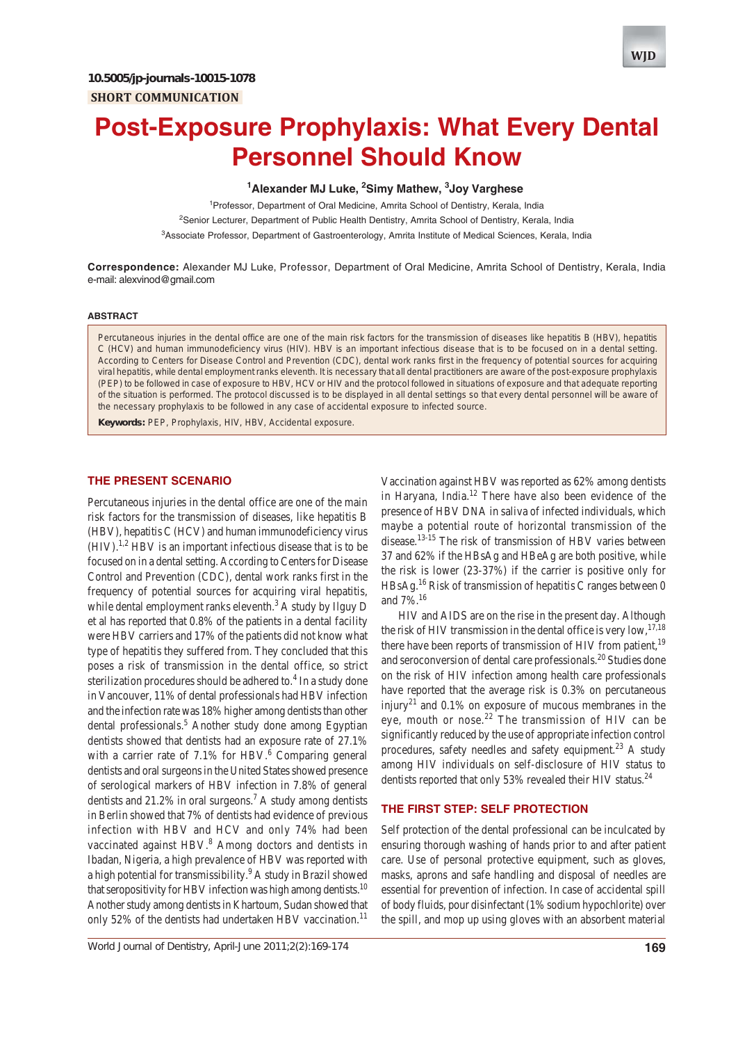10.5005/jp-journals-10015-1078

SHORT COMMUNICATION

# Post-Exposure Prophylaxis: What Every Dental Personnel Should Know

[1]Alexander MJ Luke, [2]Simy Mathew, [3]Joy Varghese

[1]Professor, Department of Oral Medicine, Amrita School of Dentistry, Kerala, India

[2]Senior Lecturer, Department of Public Health Dentistry, Amrita School of Dentistry, Kerala, India

[3]Associate Professor, Department of Gastroenterology, Amrita Institute of Medical Sciences, Kerala, India

**Correspondence:** Alexander MJ Luke, Professor, Department of Oral Medicine, Amrita School of Dentistry, Kerala, India e-mail: alexvinod@gmail.com

## ABSTRACT

Percutaneous injuries in the dental office are one of the main risk factors for the transmission of diseases like hepatitis B (HBV), hepatitis C (HCV) and human immunodeficiency virus (HIV). HBV is an important infectious disease that is to be focused on in a dental setting. According to Centers for Disease Control and Prevention (CDC), dental work ranks first in the frequency of potential sources for acquiring viral hepatitis, while dental employment ranks eleventh. It is necessary that all dental practitioners are aware of the post-exposure prophylaxis (PEP) to be followed in case of exposure to HBV, HCV or HIV and the protocol followed in situations of exposure and that adequate reporting of the situation is performed. The protocol discussed is to be displayed in all dental settings so that every dental personnel will be aware of the necessary prophylaxis to be followed in any case of accidental exposure to infected source.

**Keywords:** PEP, Prophylaxis, HIV, HBV, Accidental exposure.

## THE PRESENT SCENARIO

Percutaneous injuries in the dental office are one of the main risk factors for the transmission of diseases, like hepatitis B (HBV), hepatitis C (HCV) and human immunodeficiency virus (HIV).[1,2] HBV is an important infectious disease that is to be focused on in a dental setting. According to Centers for Disease Control and Prevention (CDC), dental work ranks first in the frequency of potential sources for acquiring viral hepatitis, while dental employment ranks eleventh.[3] A study by Ilguy D et al has reported that 0.8% of the patients in a dental facility were HBV carriers and 17% of the patients did not know what type of hepatitis they suffered from. They concluded that this poses a risk of transmission in the dental office, so strict sterilization procedures should be adhered to.[4] In a study done in Vancouver, 11% of dental professionals had HBV infection and the infection rate was 18% higher among dentists than other dental professionals.[5] Another study done among Egyptian dentists showed that dentists had an exposure rate of 27.1% with a carrier rate of 7.1% for HBV.[6] Comparing general dentists and oral surgeons in the United States showed presence of serological markers of HBV infection in 7.8% of general dentists and 21.2% in oral surgeons.[7] A study among dentists in Berlin showed that 7% of dentists had evidence of previous infection with HBV and HCV and only 74% had been vaccinated against HBV.[8] Among doctors and dentists in Ibadan, Nigeria, a high prevalence of HBV was reported with a high potential for transmissibility.[9] A study in Brazil showed that seropositivity for HBV infection was high among dentists.[10] Another study among dentists in Khartoum, Sudan showed that only 52% of the dentists had undertaken HBV vaccination.[11] Vaccination against HBV was reported as 62% among dentists in Haryana, India.[12] There have also been evidence of the presence of HBV DNA in saliva of infected individuals, which maybe a potential route of horizontal transmission of the disease.[13-15] The risk of transmission of HBV varies between 37 and 62% if the HBsAg and HBeAg are both positive, while the risk is lower (23-37%) if the carrier is positive only for HBsAg.[16] Risk of transmission of hepatitis C ranges between 0 and 7%.[16]

HIV and AIDS are on the rise in the present day. Although the risk of HIV transmission in the dental office is very low,[17,18] there have been reports of transmission of HIV from patient,[19] and seroconversion of dental care professionals.[20] Studies done on the risk of HIV infection among health care professionals have reported that the average risk is 0.3% on percutaneous injury[21] and 0.1% on exposure of mucous membranes in the eye, mouth or nose.[22] The transmission of HIV can be significantly reduced by the use of appropriate infection control procedures, safety needles and safety equipment.[23] A study among HIV individuals on self-disclosure of HIV status to dentists reported that only 53% revealed their HIV status.[24]

## THE FIRST STEP: SELF PROTECTION

Self protection of the dental professional can be inculcated by ensuring thorough washing of hands prior to and after patient care. Use of personal protective equipment, such as gloves, masks, aprons and safe handling and disposal of needles are essential for prevention of infection. In case of accidental spill of body fluids, pour disinfectant (1% sodium hypochlorite) over the spill, and mop up using gloves with an absorbent material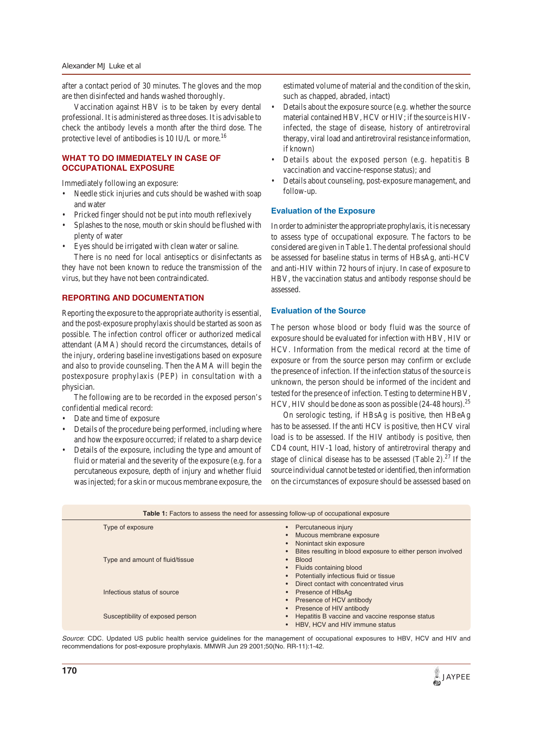after a contact period of 30 minutes. The gloves and the mop are then disinfected and hands washed thoroughly.

Vaccination against HBV is to be taken by every dental professional. It is administered as three doses. It is advisable to check the antibody levels a month after the third dose. The protective level of antibodies is 10 IU/L or more.[16]

## WHAT TO DO IMMEDIATELY IN CASE OF OCCUPATIONAL EXPOSURE

Immediately following an exposure:

- Needle stick injuries and cuts should be washed with soap and water
- Pricked finger should not be put into mouth reflexively
- Splashes to the nose, mouth or skin should be flushed with plenty of water
- Eyes should be irrigated with clean water or saline.

There is no need for local antiseptics or disinfectants as they have not been known to reduce the transmission of the virus, but they have not been contraindicated.

## REPORTING AND DOCUMENTATION

Reporting the exposure to the appropriate authority is essential, and the post-exposure prophylaxis should be started as soon as possible. The infection control officer or authorized medical attendant (AMA) should record the circumstances, details of the injury, ordering baseline investigations based on exposure and also to provide counseling. Then the AMA will begin the postexposure prophylaxis (PEP) in consultation with a physician.

The following are to be recorded in the exposed person's confidential medical record:

- Date and time of exposure
- Details of the procedure being performed, including where and how the exposure occurred; if related to a sharp device
- Details of the exposure, including the type and amount of fluid or material and the severity of the exposure (e.g. for a percutaneous exposure, depth of injury and whether fluid was injected; for a skin or mucous membrane exposure, the estimated volume of material and the condition of the skin, such as chapped, abraded, intact)
- Details about the exposure source (e.g. whether the source material contained HBV, HCV or HIV; if the source is HIV-infected, the stage of disease, history of antiretroviral therapy, viral load and antiretroviral resistance information, if known)
- Details about the exposed person (e.g. hepatitis B vaccination and vaccine-response status); and
- Details about counseling, post-exposure management, and follow-up.

### Evaluation of the Exposure

In order to administer the appropriate prophylaxis, it is necessary to assess type of occupational exposure. The factors to be considered are given in Table 1. The dental professional should be assessed for baseline status in terms of HBsAg, anti-HCV and anti-HIV within 72 hours of injury. In case of exposure to HBV, the vaccination status and antibody response should be assessed.

### Evaluation of the Source

The person whose blood or body fluid was the source of exposure should be evaluated for infection with HBV, HIV or HCV. Information from the medical record at the time of exposure or from the source person may confirm or exclude the presence of infection. If the infection status of the source is unknown, the person should be informed of the incident and tested for the presence of infection. Testing to determine HBV, HCV, HIV should be done as soon as possible (24-48 hours).[25]

On serologic testing, if HBsAg is positive, then HBeAg has to be assessed. If the anti HCV is positive, then HCV viral load is to be assessed. If the HIV antibody is positive, then CD4 count, HIV-1 load, history of antiretroviral therapy and stage of clinical disease has to be assessed (Table 2).[27] If the source individual cannot be tested or identified, then information on the circumstances of exposure should be assessed based on

**Table 1:** Factors to assess the need for assessing follow-up of occupational exposure

| Factor | Details |
|---|---|
| Type of exposure | • Percutaneous injury<br>• Mucous membrane exposure<br>• Nonintact skin exposure<br>• Bites resulting in blood exposure to either person involved |
| Type and amount of fluid/tissue | • Blood<br>• Fluids containing blood<br>• Potentially infectious fluid or tissue<br>• Direct contact with concentrated virus |
| Infectious status of source | • Presence of HBsAg<br>• Presence of HCV antibody<br>• Presence of HIV antibody |
| Susceptibility of exposed person | • Hepatitis B vaccine and vaccine response status<br>• HBV, HCV and HIV immune status |

*Source*: CDC. Updated US public health service guidelines for the management of occupational exposures to HBV, HCV and HIV and recommendations for post-exposure prophylaxis. MMWR Jun 29 2001;50(No. RR-11):1-42.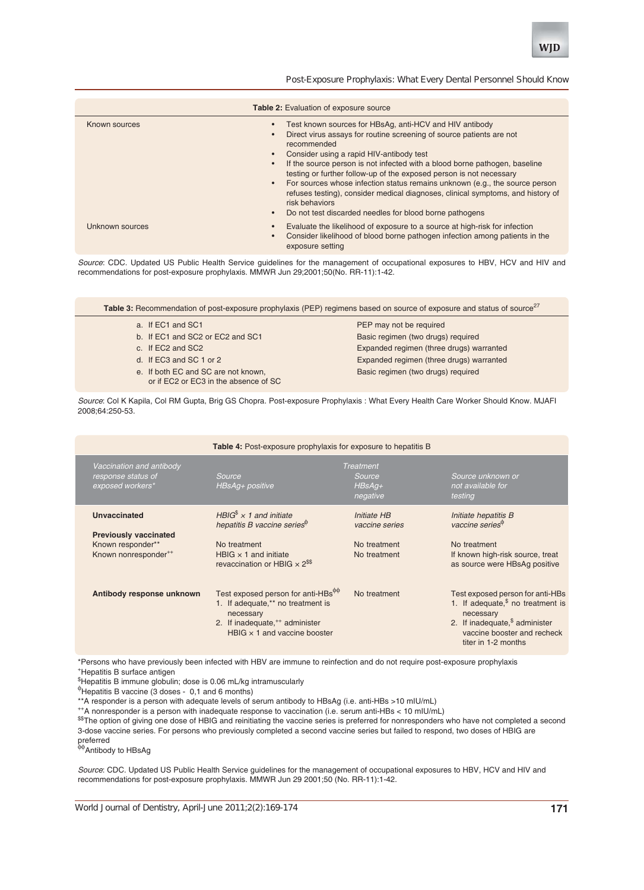**Table 2:** Evaluation of exposure source

| | |
|---|---|
| Known sources | • Test known sources for HBsAg, anti-HCV and HIV antibody<br>• Direct virus assays for routine screening of source patients are not recommended<br>• Consider using a rapid HIV-antibody test<br>• If the source person is not infected with a blood borne pathogen, baseline testing or further follow-up of the exposed person is not necessary<br>• For sources whose infection status remains unknown (e.g., the source person refuses testing), consider medical diagnoses, clinical symptoms, and history of risk behaviors<br>• Do not test discarded needles for blood borne pathogens |
| Unknown sources | • Evaluate the likelihood of exposure to a source at high-risk for infection<br>• Consider likelihood of blood borne pathogen infection among patients in the exposure setting |

*Source*: CDC. Updated US Public Health Service guidelines for the management of occupational exposures to HBV, HCV and HIV and recommendations for post-exposure prophylaxis. MMWR Jun 29;2001;50(No. RR-11):1-42.

**Table 3:** Recommendation of post-exposure prophylaxis (PEP) regimens based on source of exposure and status of source[27]

| | |
|---|---|
| a. If EC1 and SC1 | PEP may not be required |
| b. If EC1 and SC2 or EC2 and SC1 | Basic regimen (two drugs) required |
| c. If EC2 and SC2 | Expanded regimen (three drugs) warranted |
| d. If EC3 and SC 1 or 2 | Expanded regimen (three drugs) warranted |
| e. If both EC and SC are not known, or if EC2 or EC3 in the absence of SC | Basic regimen (two drugs) required |

*Source*: Col K Kapila, Col RM Gupta, Brig GS Chopra. Post-exposure Prophylaxis : What Every Health Care Worker Should Know. MJAFI 2008;64:250-53.

**Table 4:** Post-exposure prophylaxis for exposure to hepatitis B

| *Vaccination and antibody response status of exposed workers\** | *Treatment* | | |
|---|---|---|---|
| | *Source HBsAg+ positive* | *Source HBsAg+ negative* | *Source unknown or not available for testing* |
| **Unvaccinated** | *HBIG[$] × 1 and initiate hepatitis B vaccine series[ϕ]* | *Initiate HB vaccine series* | *Initiate hepatitis B vaccine series[ϕ]* |
| **Previously vaccinated** | | | |
| Known responder\*\* | No treatment | No treatment | No treatment |
| Known nonresponder[++] | HBIG × 1 and initiate revaccination or HBIG × 2[$$] | No treatment | If known high-risk source, treat as source were HBsAg positive |
| **Antibody response unknown** | Test exposed person for anti-HBs[ϕϕ]<br>1. If adequate,\*\* no treatment is necessary<br>2. If inadequate,[++] administer HBIG × 1 and vaccine booster | No treatment | Test exposed person for anti-HBs<br>1. If adequate,[$] no treatment is necessary<br>2. If inadequate,[$] administer vaccine booster and recheck titer in 1-2 months |

\*Persons who have previously been infected with HBV are immune to reinfection and do not require post-exposure prophylaxis
[+]Hepatitis B surface antigen
[$]Hepatitis B immune globulin; dose is 0.06 mL/kg intramuscularly
[ϕ]Hepatitis B vaccine (3 doses - 0,1 and 6 months)
\*\*A responder is a person with adequate levels of serum antibody to HBsAg (i.e. anti-HBs >10 mIU/mL)
[++]A nonresponder is a person with inadequate response to vaccination (i.e. serum anti-HBs < 10 mIU/mL)
[$$]The option of giving one dose of HBIG and reinitiating the vaccine series is preferred for nonresponders who have not completed a second 3-dose vaccine series. For persons who previously completed a second vaccine series but failed to respond, two doses of HBIG are preferred
[ϕϕ]Antibody to HBsAg

*Source*: CDC. Updated US Public Health Service guidelines for the management of occupational exposures to HBV, HCV and HIV and recommendations for post-exposure prophylaxis. MMWR Jun 29 2001;50 (No. RR-11):1-42.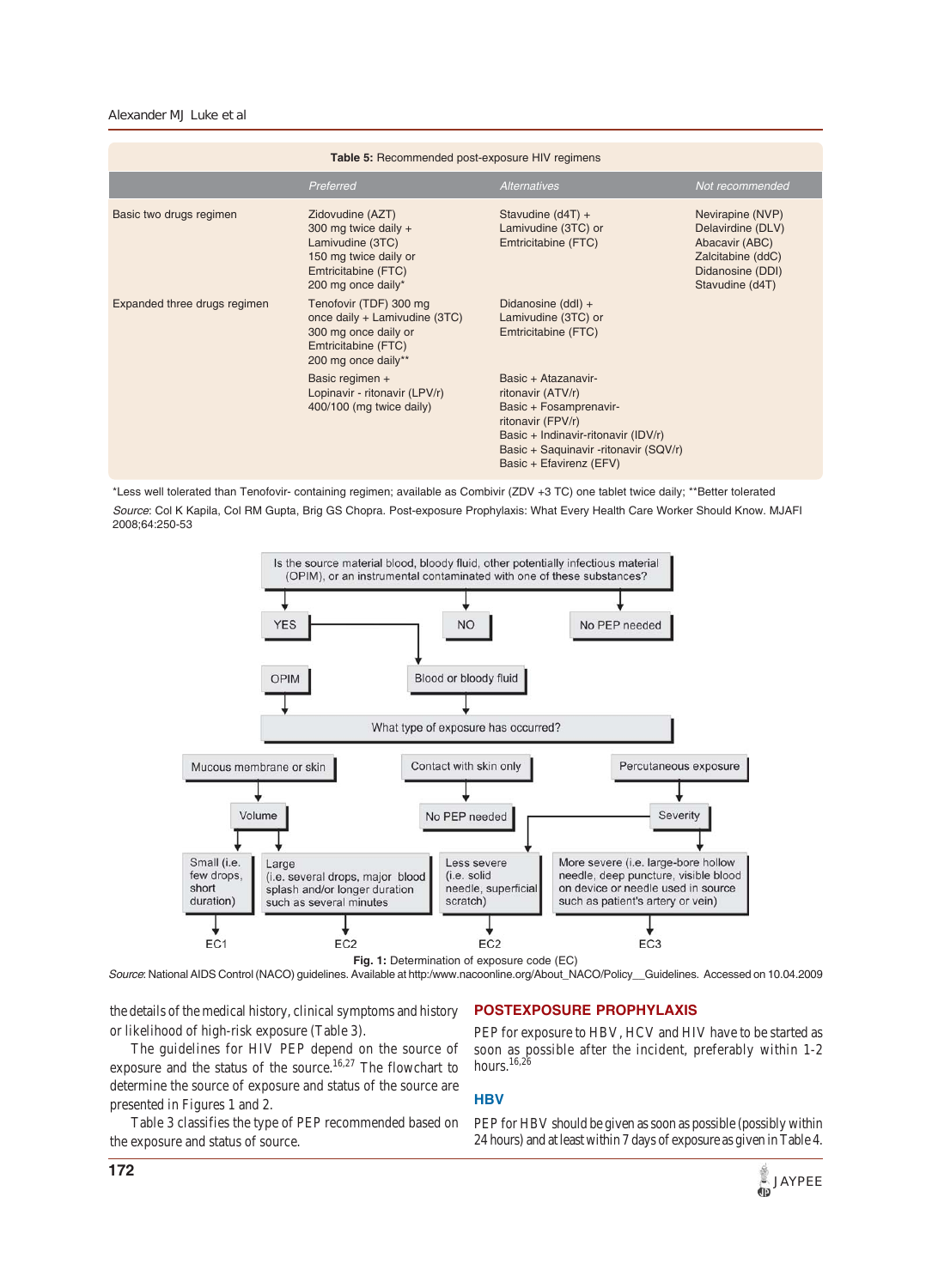**Table 5:** Recommended post-exposure HIV regimens

| | *Preferred* | *Alternatives* | *Not recommended* |
|---|---|---|---|
| Basic two drugs regimen | Zidovudine (AZT) 300 mg twice daily + Lamivudine (3TC) 150 mg twice daily or Emtricitabine (FTC) 200 mg once daily* | Stavudine (d4T) + Lamivudine (3TC) or Emtricitabine (FTC) | Nevirapine (NVP) Delavirdine (DLV) Abacavir (ABC) Zalcitabine (ddC) Didanosine (DDI) Stavudine (d4T) |
| Expanded three drugs regimen | Tenofovir (TDF) 300 mg once daily + Lamivudine (3TC) 300 mg once daily or Emtricitabine (FTC) 200 mg once daily** | Didanosine (ddI) + Lamivudine (3TC) or Emtricitabine (FTC) | |
| | Basic regimen + Lopinavir - ritonavir (LPV/r) 400/100 (mg twice daily) | Basic + Atazanavir-ritonavir (ATV/r) Basic + Fosamprenavir-ritonavir (FPV/r) Basic + Indinavir-ritonavir (IDV/r) Basic + Saquinavir -ritonavir (SQV/r) Basic + Efavirenz (EFV) | |

*Less well tolerated than Tenofovir- containing regimen; available as Combivir (ZDV +3 TC) one tablet twice daily; **Better tolerated

*Source*: Col K Kapila, Col RM Gupta, Brig GS Chopra. Post-exposure Prophylaxis: What Every Health Care Worker Should Know. MJAFI 2008;64:250-53

Is the source material blood, bloody fluid, other potentially infectious material (OPIM), or an instrumental contaminated with one of these substances?

- YES → OPIM / Blood or bloody fluid
- NO → No PEP needed

What type of exposure has occurred?

- Mucous membrane or skin → Volume
  - Small (i.e. few drops, short duration) → EC1
  - Large (i.e. several drops, major blood splash and/or longer duration such as several minutes → EC2
- Contact with skin only → No PEP needed
- Percutaneous exposure → Severity
  - Less severe (i.e. solid needle, superficial scratch) → EC2
  - More severe (i.e. large-bore hollow needle, deep puncture, visible blood on device or needle used in source such as patient's artery or vein) → EC3

**Fig. 1:** Determination of exposure code (EC)

*Source*: National AIDS Control (NACO) guidelines. Available at http:/www.nacoonline.org/About_NACO/Policy__Guidelines. Accessed on 10.04.2009

the details of the medical history, clinical symptoms and history or likelihood of high-risk exposure (Table 3).

The guidelines for HIV PEP depend on the source of exposure and the status of the source.[16,27] The flowchart to determine the source of exposure and status of the source are presented in Figures 1 and 2.

Table 3 classifies the type of PEP recommended based on the exposure and status of source.

## POSTEXPOSURE PROPHYLAXIS

PEP for exposure to HBV, HCV and HIV have to be started as soon as possible after the incident, preferably within 1-2 hours.[16,26]

### HBV

PEP for HBV should be given as soon as possible (possibly within 24 hours) and at least within 7 days of exposure as given in Table 4.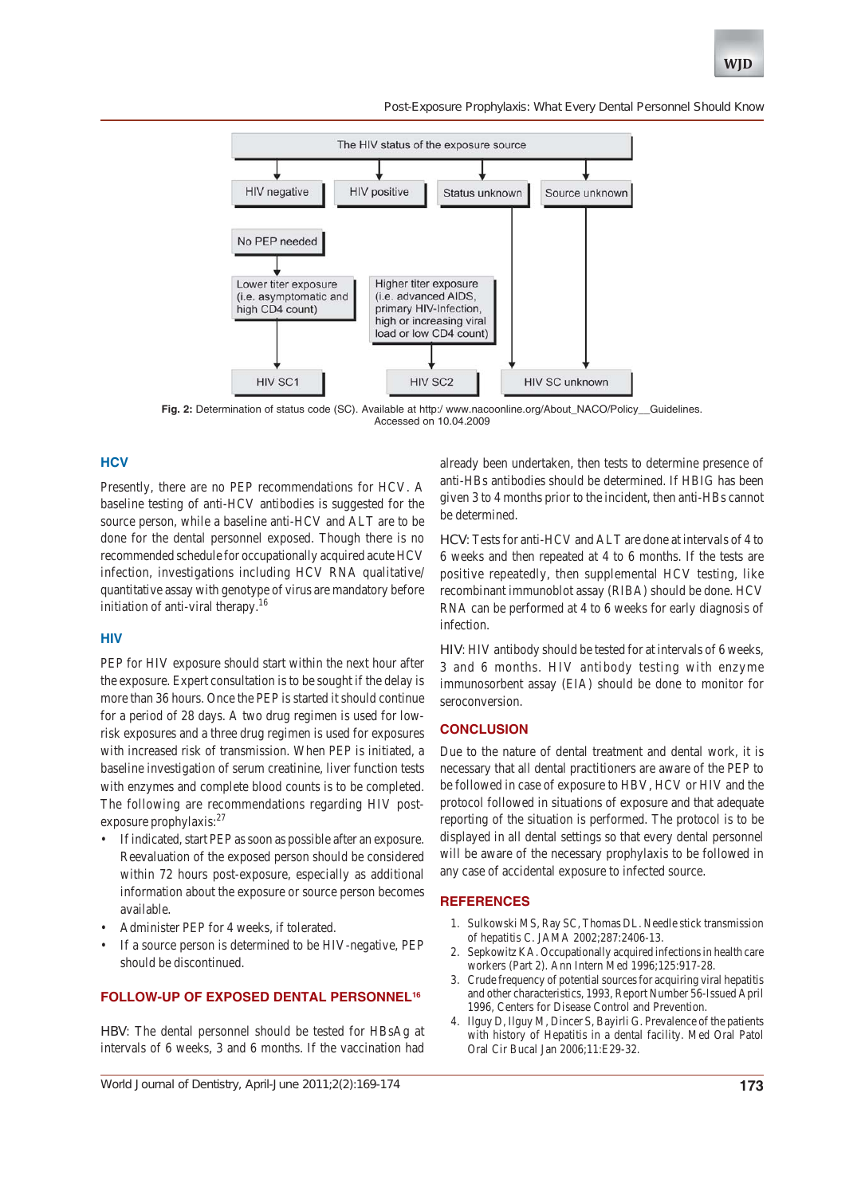The HIV status of the exposure source

- HIV negative → No PEP needed
- HIV positive → Lower titer exposure (i.e. asymptomatic and high CD4 count) → HIV SC1
- HIV positive → Higher titer exposure (i.e. advanced AIDS, primary HIV-Infection, high or increasing viral load or low CD4 count) → HIV SC2
- Status unknown → HIV SC unknown
- Source unknown → HIV SC unknown

**Fig. 2:** Determination of status code (SC). Available at http:/ www.nacoonline.org/About_NACO/Policy__Guidelines. Accessed on 10.04.2009

## HCV

Presently, there are no PEP recommendations for HCV. A baseline testing of anti-HCV antibodies is suggested for the source person, while a baseline anti-HCV and ALT are to be done for the dental personnel exposed. Though there is no recommended schedule for occupationally acquired acute HCV infection, investigations including HCV RNA qualitative/ quantitative assay with genotype of virus are mandatory before initiation of anti-viral therapy.[16]

## HIV

PEP for HIV exposure should start within the next hour after the exposure. Expert consultation is to be sought if the delay is more than 36 hours. Once the PEP is started it should continue for a period of 28 days. A two drug regimen is used for low-risk exposures and a three drug regimen is used for exposures with increased risk of transmission. When PEP is initiated, a baseline investigation of serum creatinine, liver function tests with enzymes and complete blood counts is to be completed. The following are recommendations regarding HIV post-exposure prophylaxis:[27]

- If indicated, start PEP as soon as possible after an exposure. Reevaluation of the exposed person should be considered within 72 hours post-exposure, especially as additional information about the exposure or source person becomes available.
- Administer PEP for 4 weeks, if tolerated.
- If a source person is determined to be HIV-negative, PEP should be discontinued.

## FOLLOW-UP OF EXPOSED DENTAL PERSONNEL[16]

HBV: The dental personnel should be tested for HBsAg at intervals of 6 weeks, 3 and 6 months. If the vaccination had already been undertaken, then tests to determine presence of anti-HBs antibodies should be determined. If HBIG has been given 3 to 4 months prior to the incident, then anti-HBs cannot be determined.

HCV: Tests for anti-HCV and ALT are done at intervals of 4 to 6 weeks and then repeated at 4 to 6 months. If the tests are positive repeatedly, then supplemental HCV testing, like recombinant immunoblot assay (RIBA) should be done. HCV RNA can be performed at 4 to 6 weeks for early diagnosis of infection.

HIV: HIV antibody should be tested for at intervals of 6 weeks, 3 and 6 months. HIV antibody testing with enzyme immunosorbent assay (EIA) should be done to monitor for seroconversion.

## CONCLUSION

Due to the nature of dental treatment and dental work, it is necessary that all dental practitioners are aware of the PEP to be followed in case of exposure to HBV, HCV or HIV and the protocol followed in situations of exposure and that adequate reporting of the situation is performed. The protocol is to be displayed in all dental settings so that every dental personnel will be aware of the necessary prophylaxis to be followed in any case of accidental exposure to infected source.

## REFERENCES

1. Sulkowski MS, Ray SC, Thomas DL. Needle stick transmission of hepatitis C. JAMA 2002;287:2406-13.
2. Sepkowitz KA. Occupationally acquired infections in health care workers (Part 2). Ann Intern Med 1996;125:917-28.
3. Crude frequency of potential sources for acquiring viral hepatitis and other characteristics, 1993, Report Number 56-Issued April 1996, Centers for Disease Control and Prevention.
4. Ilguy D, Ilguy M, Dincer S, Bayirli G. Prevalence of the patients with history of Hepatitis in a dental facility. Med Oral Patol Oral Cir Bucal Jan 2006;11:E29-32.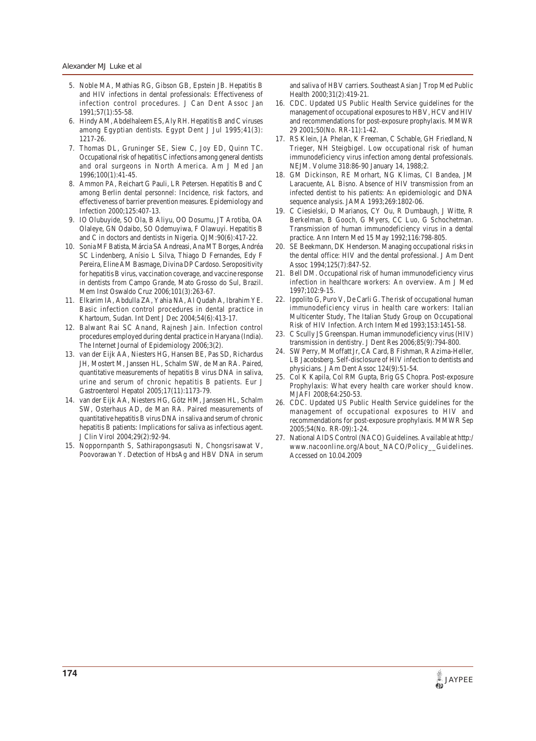5. Noble MA, Mathias RG, Gibson GB, Epstein JB. Hepatitis B and HIV infections in dental professionals: Effectiveness of infection control procedures. J Can Dent Assoc Jan 1991;57(1):55-58.
6. Hindy AM, Abdelhaleem ES, Aly RH. Hepatitis B and C viruses among Egyptian dentists. Egypt Dent J Jul 1995;41(3): 1217-26.
7. Thomas DL, Gruninger SE, Siew C, Joy ED, Quinn TC. Occupational risk of hepatitis C infections among general dentists and oral surgeons in North America. Am J Med Jan 1996;100(1):41-45.
8. Ammon PA, Reichart G Pauli, LR Petersen. Hepatitis B and C among Berlin dental personnel: Incidence, risk factors, and effectiveness of barrier prevention measures. Epidemiology and Infection 2000;125:407-13.
9. IO Olubuyide, SO Ola, B Aliyu, OO Dosumu, JT Arotiba, OA Olaleye, GN Odaibo, SO Odemuyiwa, F Olawuyi. Hepatitis B and C in doctors and dentists in Nigeria. QJM:90(6):417-22.
10. Sonia MF Batista, Márcia SA Andreasi, Ana MT Borges, Andréa SC Lindenberg, Anísio L Silva, Thiago D Fernandes, Edy F Pereira, Eline AM Basmage, Divina DP Cardoso. Seropositivity for hepatitis B virus, vaccination coverage, and vaccine response in dentists from Campo Grande, Mato Grosso do Sul, Brazil. Mem Inst Oswaldo Cruz 2006;101(3):263-67.
11. Elkarim IA, Abdulla ZA, Yahia NA, Al Qudah A, Ibrahim YE. Basic infection control procedures in dental practice in Khartoum, Sudan. Int Dent J Dec 2004;54(6):413-17.
12. Balwant Rai SC Anand, Rajnesh Jain. Infection control procedures employed during dental practice in Haryana (India). The Internet Journal of Epidemiology 2006;3(2).
13. van der Eijk AA, Niesters HG, Hansen BE, Pas SD, Richardus JH, Mostert M, Janssen HL, Schalm SW, de Man RA. Paired, quantitative measurements of hepatitis B virus DNA in saliva, urine and serum of chronic hepatitis B patients. Eur J Gastroenterol Hepatol 2005;17(11):1173-79.
14. van der Eijk AA, Niesters HG, Götz HM, Janssen HL, Schalm SW, Osterhaus AD, de Man RA. Paired measurements of quantitative hepatitis B virus DNA in saliva and serum of chronic hepatitis B patients: Implications for saliva as infectious agent. J Clin Virol 2004;29(2):92-94.
15. Noppornpanth S, Sathirapongsasuti N, Chongsrisawat V, Poovorawan Y. Detection of HbsAg and HBV DNA in serum and saliva of HBV carriers. Southeast Asian J Trop Med Public Health 2000;31(2):419-21.
16. CDC. Updated US Public Health Service guidelines for the management of occupational exposures to HBV, HCV and HIV and recommendations for post-exposure prophylaxis. MMWR 29 2001;50(No. RR-11):1-42.
17. RS Klein, JA Phelan, K Freeman, C Schable, GH Friedland, N Trieger, NH Steigbigel. Low occupational risk of human immunodeficiency virus infection among dental professionals. NEJM. Volume 318:86-90 January 14, 1988;2.
18. GM Dickinson, RE Morhart, NG Klimas, CI Bandea, JM Laracuente, AL Bisno. Absence of HIV transmission from an infected dentist to his patients: An epidemiologic and DNA sequence analysis. JAMA 1993;269:1802-06.
19. C Ciesielski, D Marianos, CY Ou, R Dumbaugh, J Witte, R Berkelman, B Gooch, G Myers, CC Luo, G Schochetman. Transmission of human immunodeficiency virus in a dental practice. Ann Intern Med 15 May 1992;116:798-805.
20. SE Beekmann, DK Henderson. Managing occupational risks in the dental office: HIV and the dental professional. J Am Dent Assoc 1994;125(7):847-52.
21. Bell DM. Occupational risk of human immunodeficiency virus infection in healthcare workers: An overview. Am J Med 1997;102:9-15.
22. Ippolito G, Puro V, De Carli G. The risk of occupational human immunodeficiency virus in health care workers: Italian Multicenter Study, The Italian Study Group on Occupational Risk of HIV Infection. Arch Intern Med 1993;153:1451-58.
23. C Scully JS Greenspan. Human immunodeficiency virus (HIV) transmission in dentistry. J Dent Res 2006;85(9):794-800.
24. SW Perry, M Moffatt Jr, CA Card, B Fishman, R Azima-Heller, LB Jacobsberg. Self-disclosure of HIV infection to dentists and physicians. J Am Dent Assoc 124(9):51-54.
25. Col K Kapila, Col RM Gupta, Brig GS Chopra. Post-exposure Prophylaxis: What every health care worker should know. MJAFI 2008;64:250-53.
26. CDC. Updated US Public Health Service guidelines for the management of occupational exposures to HIV and recommendations for post-exposure prophylaxis. MMWR Sep 2005;54(No. RR-09):1-24.
27. National AIDS Control (NACO) Guidelines. Available at http:/ www.nacoonline.org/About_NACO/Policy__Guidelines. Accessed on 10.04.2009